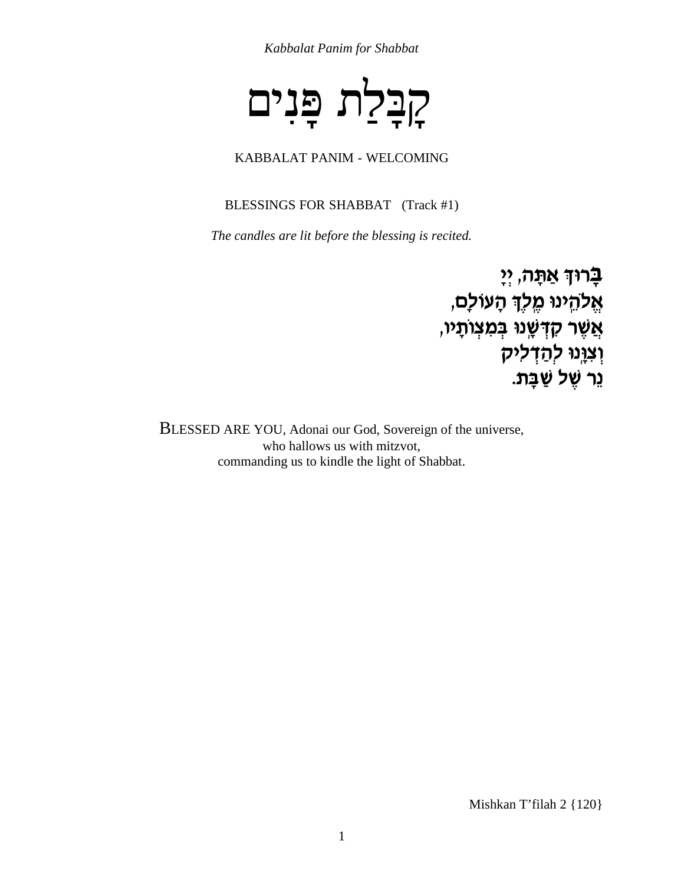*Kabbalat Panim for Shabbat*

# קַבָּלַת פָּנִים

KABBALAT PANIM - WELCOMING

BLESSINGS FOR SHABBAT (Track #1)

*The candles are lit before the blessing is recited.*

**בָּרוּךְ אַתָּה, יְיָ**
**אֱלֹהֵינוּ מֶלֶךְ הָעוֹלָם,**
**אֲשֶׁר קִדְּשָׁנוּ בְּמִצְוֹתָיו,**
**וְצִוָּנוּ לְהַדְלִיק**
**נֵר שֶׁל שַׁבָּת.**

BLESSED ARE YOU, Adonai our God, Sovereign of the universe,
who hallows us with mitzvot,
commanding us to kindle the light of Shabbat.

Mishkan T'filah 2 {120}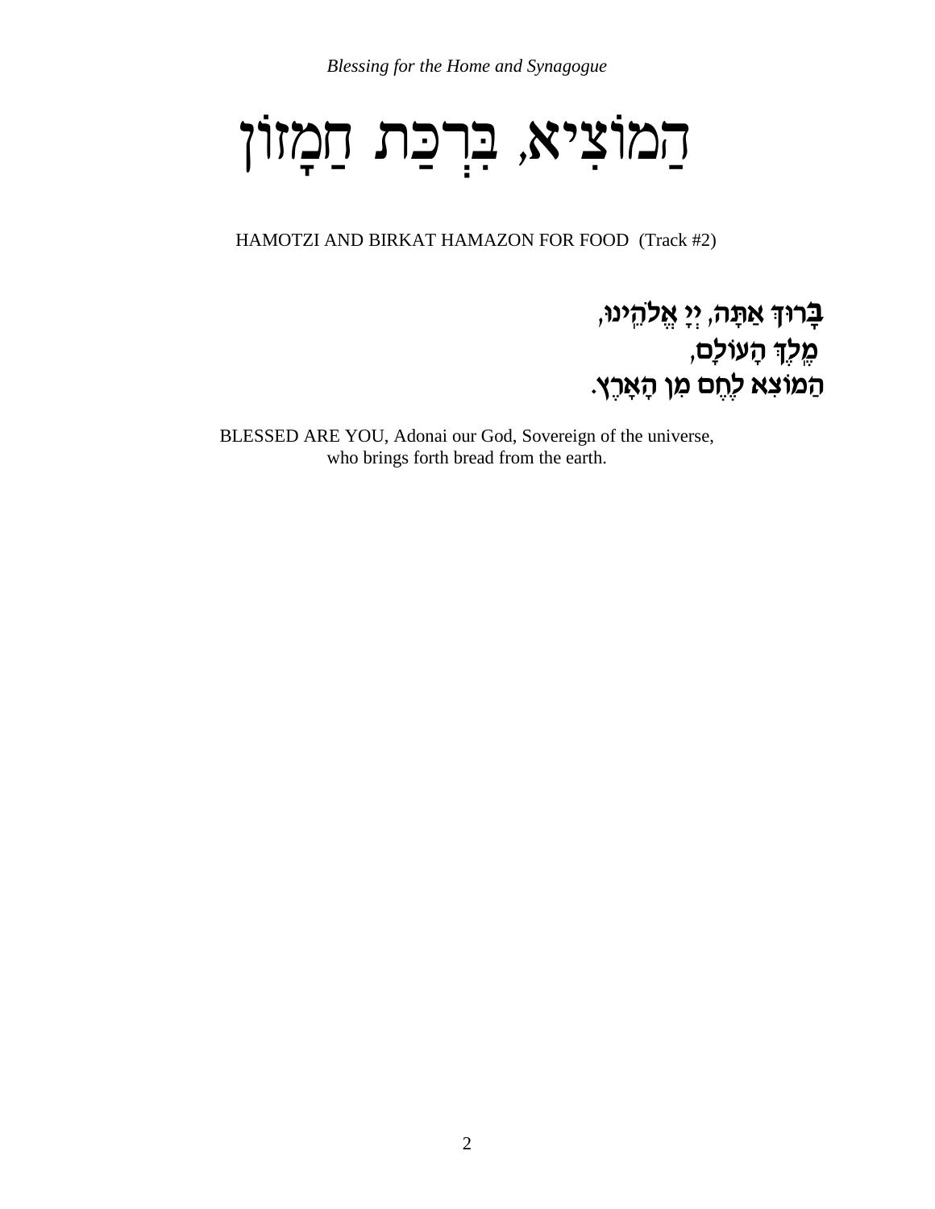# הַמּוֹצִיא, בִּרְכַּת הַמָּזוֹן

HAMOTZI AND BIRKAT HAMAZON FOR FOOD (Track #2)

**בָּרוּךְ אַתָּה, יְיָ אֱלֹהֵינוּ,**
**מֶלֶךְ הָעוֹלָם,**
**הַמּוֹצִא לֶחֶם מִן הָאָרֶץ.**

BLESSED ARE YOU, Adonai our God, Sovereign of the universe,
who brings forth bread from the earth.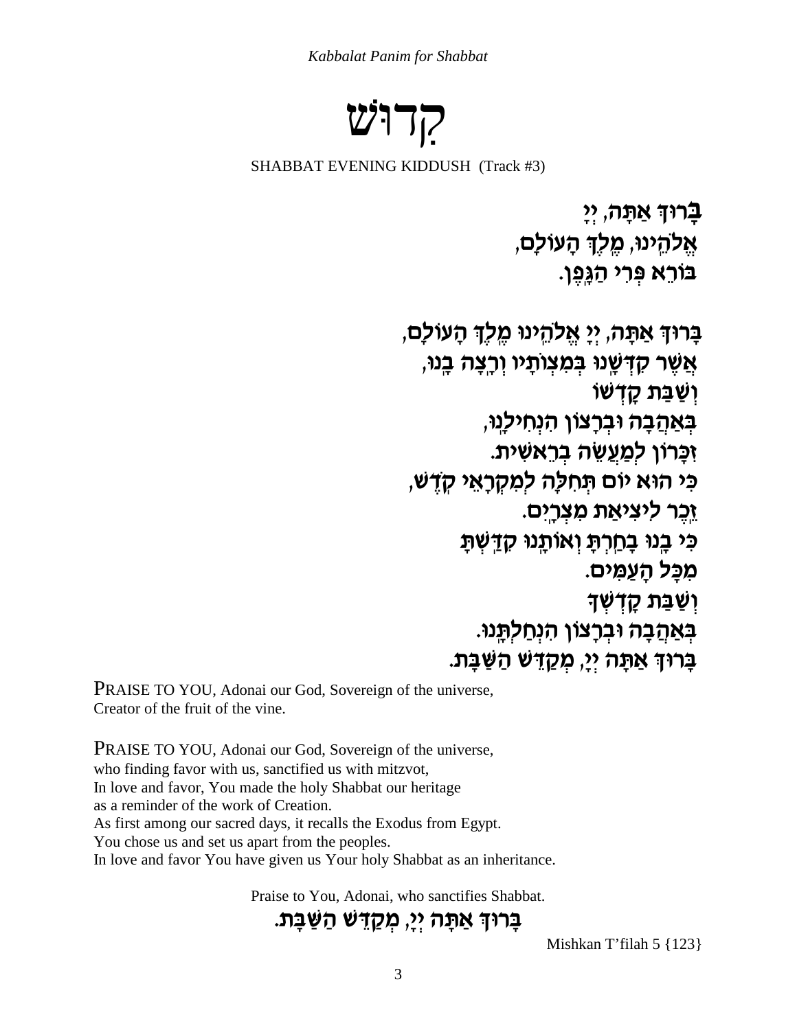# קִדוּשׁ

SHABBAT EVENING KIDDUSH (Track #3)

בָּרוּךְ אַתָּה, יְיָ
אֱלֹהֵינוּ, מֶלֶךְ הָעוֹלָם,
בּוֹרֵא פְּרִי הַגָּפֶן.

בָּרוּךְ אַתָּה, יְיָ אֱלֹהֵינוּ מֶלֶךְ הָעוֹלָם,
אֲשֶׁר קִדְּשָׁנוּ בְּמִצְוֹתָיו וְרָצָה בָנוּ,
וְשַׁבַּת קָדְשׁוֹ
בְּאַהֲבָה וּבְרָצוֹן הִנְחִילָנוּ,
זִכָּרוֹן לְמַעֲשֵׂה בְרֵאשִׁית.
כִּי הוּא יוֹם תְּחִלָּה לְמִקְרָאֵי קֹדֶשׁ,
זֵכֶר לִיצִיאַת מִצְרָיִם.
כִּי בָנוּ בָחַרְתָּ וְאוֹתָנוּ קִדַּשְׁתָּ
מִכָּל הָעַמִּים.
וְשַׁבַּת קָדְשְׁךָ
בְּאַהֲבָה וּבְרָצוֹן הִנְחַלְתָּנוּ.
בָּרוּךְ אַתָּה יְיָ, מְקַדֵּשׁ הַשַּׁבָּת.

PRAISE TO YOU, Adonai our God, Sovereign of the universe,
Creator of the fruit of the vine.

PRAISE TO YOU, Adonai our God, Sovereign of the universe,
who finding favor with us, sanctified us with mitzvot,
In love and favor, You made the holy Shabbat our heritage
as a reminder of the work of Creation.
As first among our sacred days, it recalls the Exodus from Egypt.
You chose us and set us apart from the peoples.
In love and favor You have given us Your holy Shabbat as an inheritance.

Praise to You, Adonai, who sanctifies Shabbat.

בָּרוּךְ אַתָּה יְיָ, מְקַדֵּשׁ הַשַּׁבָּת.

Mishkan T'filah 5 {123}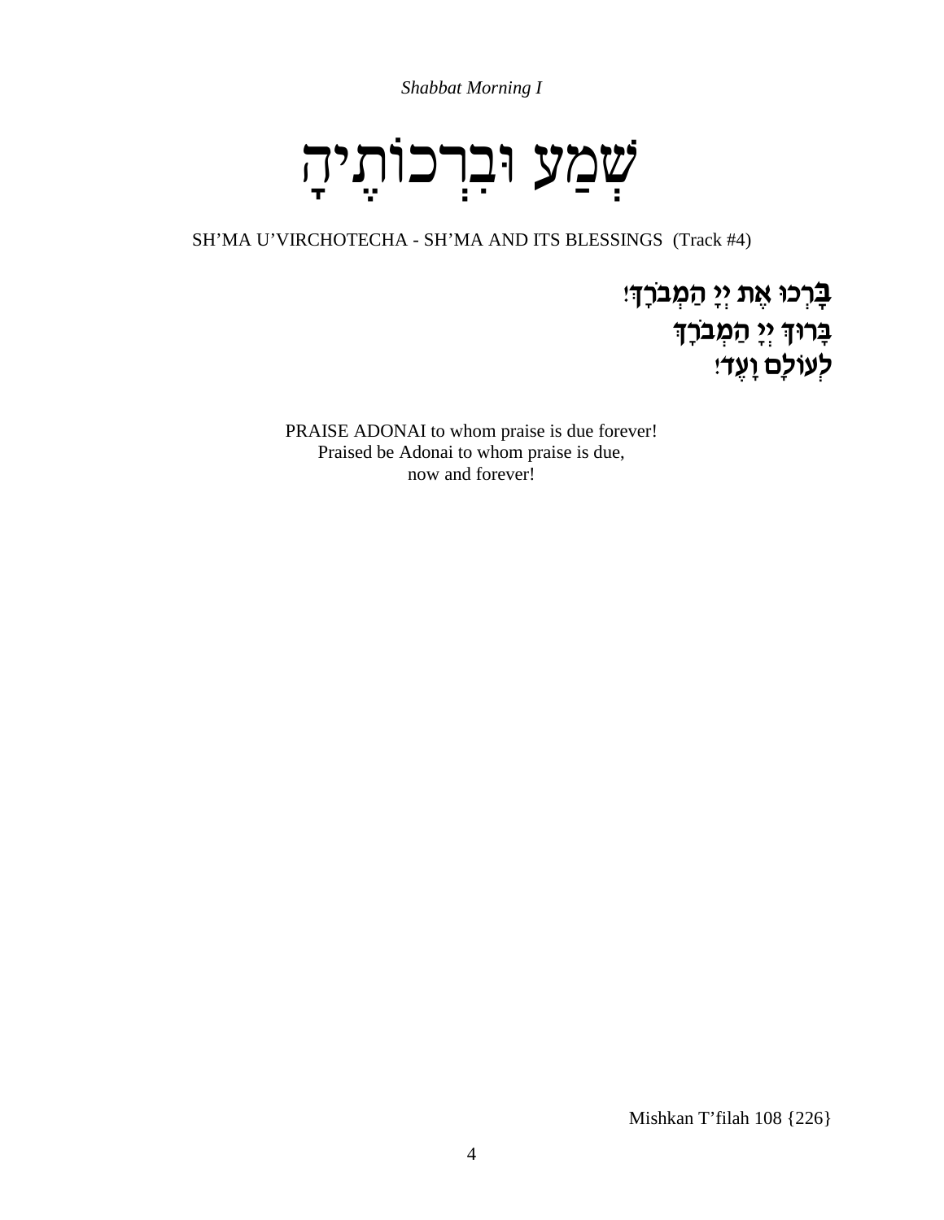*Shabbat Morning I*

# שְׁמַע וּבִרְכוֹתֶיהָ

SH'MA U'VIRCHOTECHA - SH'MA AND ITS BLESSINGS (Track #4)

**בָּרְכוּ אֶת יְיָ הַמְבֹרָךְ!**
**בָּרוּךְ יְיָ הַמְבֹרָךְ**
**לְעוֹלָם וָעֶד!**

PRAISE ADONAI to whom praise is due forever!
Praised be Adonai to whom praise is due,
now and forever!

Mishkan T'filah 108 {226}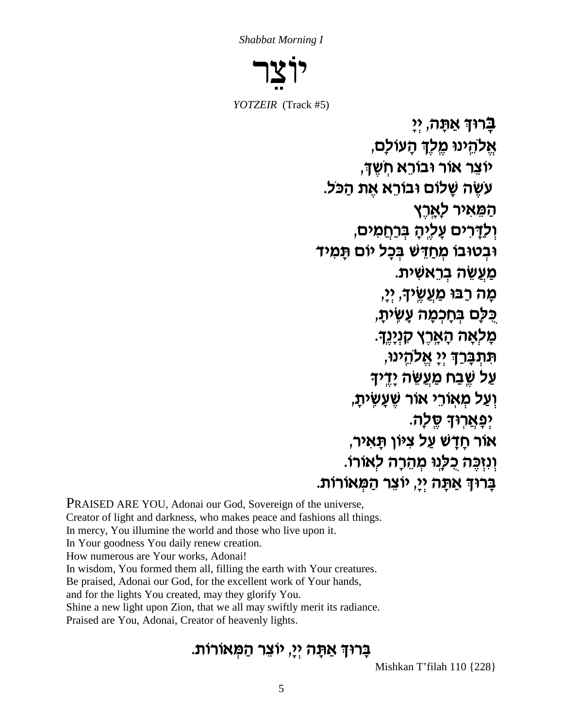*Shabbat Morning I*

# יוֹצֵר

*YOTZEIR* (Track #5)

בָּרוּךְ אַתָּה, יְיָ
אֱלֹהֵינוּ מֶלֶךְ הָעוֹלָם,
יוֹצֵר אוֹר וּבוֹרֵא חֹשֶׁךְ,
עֹשֶׂה שָׁלוֹם וּבוֹרֵא אֶת הַכֹּל.
הַמֵּאִיר לָאָרֶץ
וְלַדָּרִים עָלֶיהָ בְּרַחֲמִים,
וּבְטוּבוֹ מְחַדֵּשׁ בְּכָל יוֹם תָּמִיד
מַעֲשֵׂה בְרֵאשִׁית.
מָה רַבּוּ מַעֲשֶׂיךָ, יְיָ,
כֻּלָּם בְּחָכְמָה עָשִׂיתָ,
מָלְאָה הָאָרֶץ קִנְיָנֶךָ.
תִּתְבָּרַךְ יְיָ אֱלֹהֵינוּ,
עַל שֶׁבַח מַעֲשֵׂה יָדֶיךָ
וְעַל מְאוֹרֵי אוֹר שֶׁעָשִׂיתָ,
יְפָאֲרוּךָ סֶּלָה.
אוֹר חָדָשׁ עַל צִיּוֹן תָּאִיר,
וְנִזְכֶּה כֻלָּנוּ מְהֵרָה לְאוֹרוֹ.
בָּרוּךְ אַתָּה יְיָ, יוֹצֵר הַמְּאוֹרוֹת.

PRAISED ARE YOU, Adonai our God, Sovereign of the universe,
Creator of light and darkness, who makes peace and fashions all things.
In mercy, You illumine the world and those who live upon it.
In Your goodness You daily renew creation.
How numerous are Your works, Adonai!
In wisdom, You formed them all, filling the earth with Your creatures.
Be praised, Adonai our God, for the excellent work of Your hands,
and for the lights You created, may they glorify You.
Shine a new light upon Zion, that we all may swiftly merit its radiance.
Praised are You, Adonai, Creator of heavenly lights.

בָּרוּךְ אַתָּה יְיָ, יוֹצֵר הַמְּאוֹרוֹת.

Mishkan T'filah 110 {228}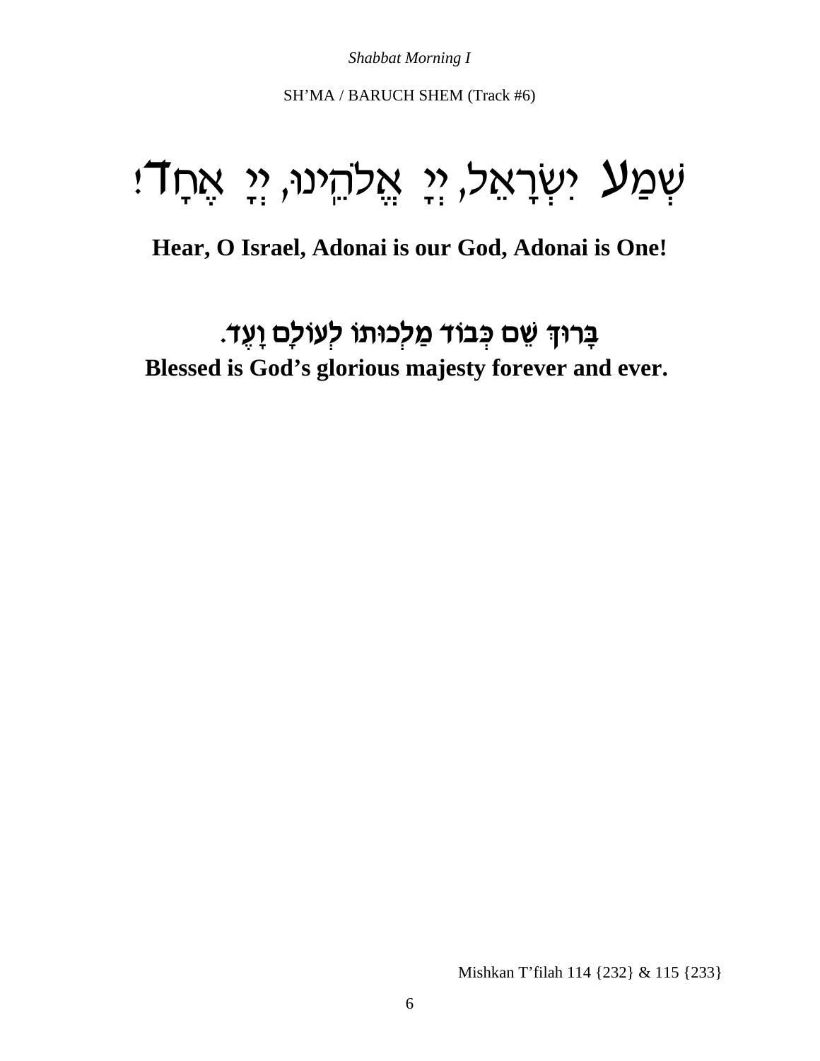*Shabbat Morning I*

SH’MA / BARUCH SHEM (Track #6)

# שְׁמַע יִשְׂרָאֵל, יְיָ אֱלֹהֵינוּ, יְיָ אֶחָד!

**Hear, O Israel, Adonai is our God, Adonai is One!**

## בָּרוּךְ שֵׁם כְּבוֹד מַלְכוּתוֹ לְעוֹלָם וָעֶד.

**Blessed is God’s glorious majesty forever and ever.**

Mishkan T’filah 114 {232} & 115 {233}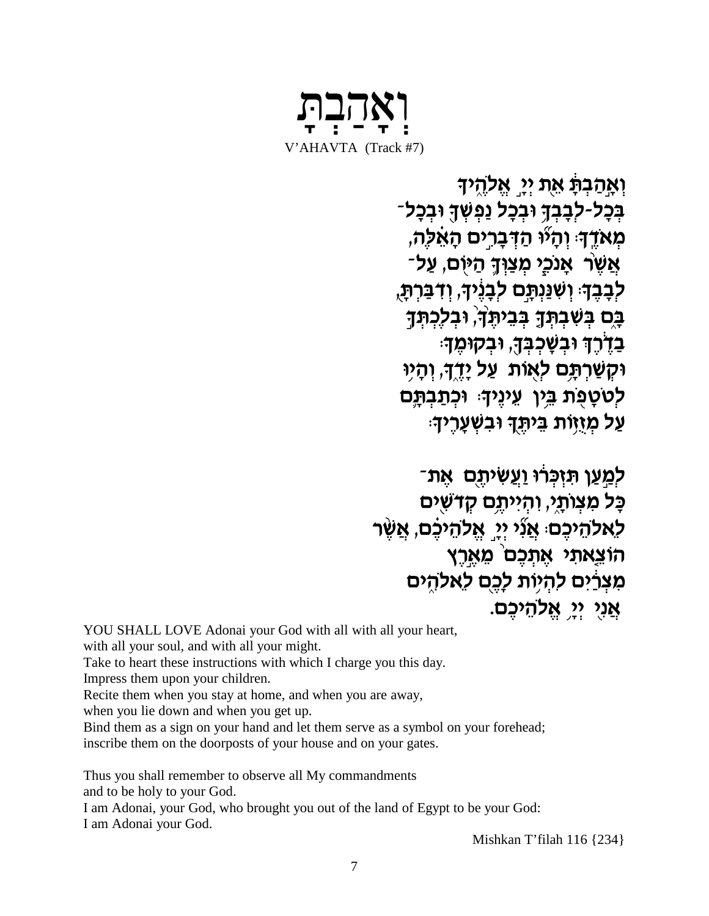# וְאָהַבְתָּ

V'AHAVTA (Track #7)

וְאָהַבְתָּ אֵת יְיָ אֱלֹהֶיךָ
בְּכָל-לְבָבְךָ וּבְכָל נַפְשְׁךָ וּבְכָל־
מְאֹדֶךָ׃ וְהָיוּ הַדְּבָרִים הָאֵלֶּה,
אֲשֶׁר אָנֹכִי מְצַוְּךָ הַיּוֹם, עַל־
לְבָבֶךָ׃ וְשִׁנַּנְתָּם לְבָנֶיךָ, וְדִבַּרְתָּ
בָּם בְּשִׁבְתְּךָ בְּבֵיתֶךָ, וּבְלֶכְתְּךָ
בַדֶּרֶךְ וּבְשָׁכְבְּךָ, וּבְקוּמֶךָ׃
וּקְשַׁרְתָּם לְאוֹת עַל יָדֶךָ, וְהָיוּ
לְטֹטָפֹת בֵּין עֵינֶיךָ׃ וּכְתַבְתָּם
עַל מְזֻזוֹת בֵּיתֶךָ וּבִשְׁעָרֶיךָ׃

לְמַעַן תִּזְכְּרוּ וַעֲשִׂיתֶם אֶת־
כָּל מִצְוֹתָי, וִהְיִיתֶם קְדֹשִׁים
לֵאלֹהֵיכֶם׃ אֲנִי יְיָ אֱלֹהֵיכֶם, אֲשֶׁר
הוֹצֵאתִי אֶתְכֶם מֵאֶרֶץ
מִצְרַיִם לִהְיוֹת לָכֶם לֵאלֹהִים
אֲנִי יְיָ אֱלֹהֵיכֶם.

YOU SHALL LOVE Adonai your God with all with all your heart,
with all your soul, and with all your might.
Take to heart these instructions with which I charge you this day.
Impress them upon your children.
Recite them when you stay at home, and when you are away,
when you lie down and when you get up.
Bind them as a sign on your hand and let them serve as a symbol on your forehead;
inscribe them on the doorposts of your house and on your gates.

Thus you shall remember to observe all My commandments
and to be holy to your God.
I am Adonai, your God, who brought you out of the land of Egypt to be your God:
I am Adonai your God.

Mishkan T'filah 116 {234}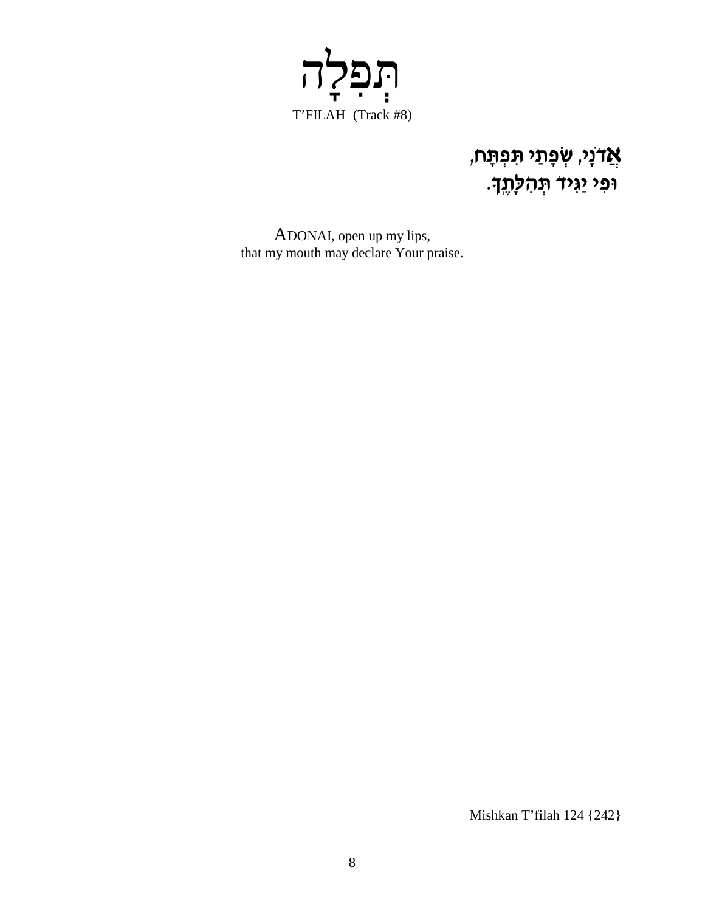# תְּפִלָּה

T'FILAH (Track #8)

**אֲדֹנָי, שְׂפָתַי תִּפְתָּח,**
**וּפִי יַגִּיד תְּהִלָּתֶךָ.**

ADONAI, open up my lips,
that my mouth may declare Your praise.

Mishkan T'filah 124 {242}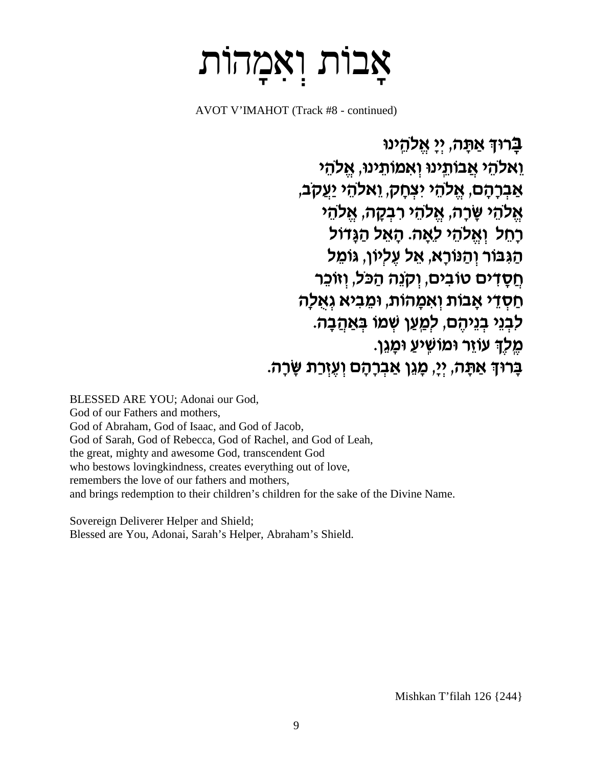# אָבוֹת וְאִמָּהוֹת

AVOT V'IMAHOT (Track #8 - continued)

בָּרוּךְ אַתָּה, יְיָ אֱלֹהֵינוּ
וֵאלֹהֵי אֲבוֹתֵינוּ וְאִמּוֹתֵינוּ, אֱלֹהֵי
אַבְרָהָם, אֱלֹהֵי יִצְחָק, וֵאלֹהֵי יַעֲקֹב,
אֱלֹהֵי שָׂרָה, אֱלֹהֵי רִבְקָה, אֱלֹהֵי
רָחֵל וֵאלֹהֵי לֵאָה. הָאֵל הַגָּדוֹל
הַגִּבּוֹר וְהַנּוֹרָא, אֵל עֶלְיוֹן, גּוֹמֵל
חֲסָדִים טוֹבִים, וְקוֹנֵה הַכֹּל, וְזוֹכֵר
חַסְדֵי אָבוֹת וְאִמָּהוֹת, וּמֵבִיא גְאֻלָּה
לִבְנֵי בְנֵיהֶם, לְמַעַן שְׁמוֹ בְּאַהֲבָה.
מֶלֶךְ עוֹזֵר וּמוֹשִׁיעַ וּמָגֵן.
בָּרוּךְ אַתָּה, יְיָ, מָגֵן אַבְרָהָם וְעֶזְרַת שָׂרָה.

BLESSED ARE YOU; Adonai our God,
God of our Fathers and mothers,
God of Abraham, God of Isaac, and God of Jacob,
God of Sarah, God of Rebecca, God of Rachel, and God of Leah,
the great, mighty and awesome God, transcendent God
who bestows lovingkindness, creates everything out of love,
remembers the love of our fathers and mothers,
and brings redemption to their children's children for the sake of the Divine Name.

Sovereign Deliverer Helper and Shield;
Blessed are You, Adonai, Sarah's Helper, Abraham's Shield.

Mishkan T'filah 126 {244}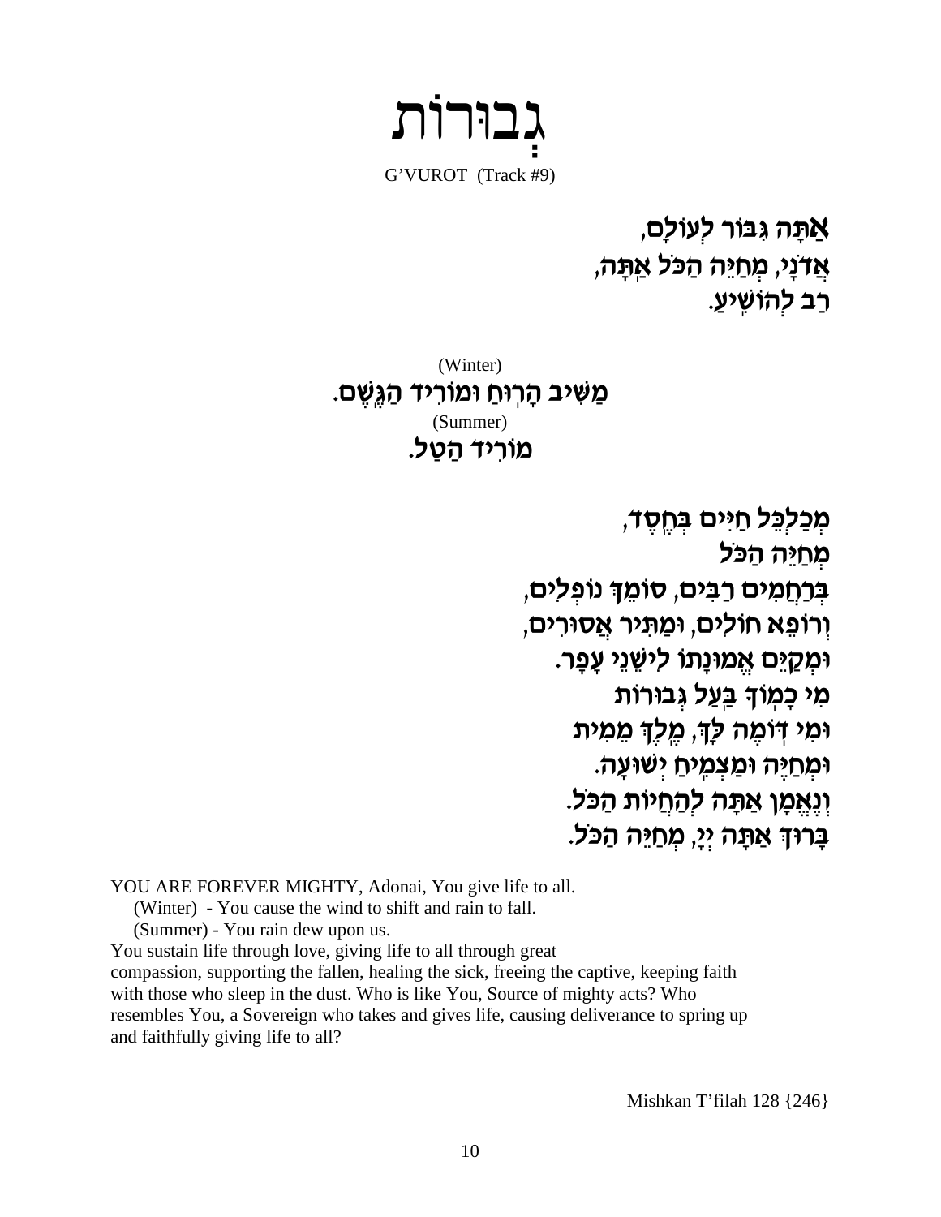# גְבוּרוֹת

G'VUROT (Track #9)

**אַתָּה גִּבּוֹר לְעוֹלָם,**
**אֲדֹנָי, מְחַיֵּה הַכֹּל אַתָּה,**
**רַב לְהוֹשִׁיעַ.**

(Winter)
**מַשִּׁיב הָרְוּחַ וּמוֹרִיד הַגֶּשֶׁם.**
(Summer)
**מוֹרִיד הַטַּל.**

**מְכַלְכֵּל חַיִּים בְּחֶסֶד,**
**מְחַיֵּה הַכֹּל**
**בְּרַחֲמִים רַבִּים, סוֹמֵךְ נוֹפְלִים,**
**וְרוֹפֵא חוֹלִים, וּמַתִּיר אֲסוּרִים,**
**וּמְקַיֵּם אֱמוּנָתוֹ לִישֵׁנֵי עָפָר.**
**מִי כָמְוֹךָ בַּעַל גְּבוּרוֹת**
**וּמִי דּוֹמֶה לָּךְ, מֶלֶךְ מֵמִית**
**וּמְחַיֶּה וּמַצְמִיחַ יְשׁוּעָה.**
**וְנֶאֱמָן אַתָּה לְהַחֲיוֹת הַכֹּל.**
**בָּרוּךְ אַתָּה יְיָ, מְחַיֵּה הַכֹּל.**

YOU ARE FOREVER MIGHTY, Adonai, You give life to all.
(Winter) - You cause the wind to shift and rain to fall.
(Summer) - You rain dew upon us.
You sustain life through love, giving life to all through great compassion, supporting the fallen, healing the sick, freeing the captive, keeping faith with those who sleep in the dust. Who is like You, Source of mighty acts? Who resembles You, a Sovereign who takes and gives life, causing deliverance to spring up and faithfully giving life to all?

Mishkan T'filah 128 {246}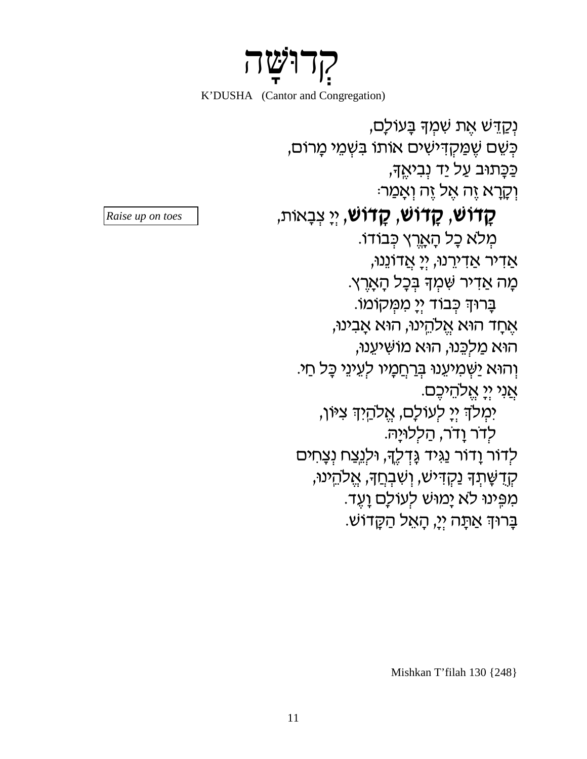# קְדוּשָּׁה

K'DUSHA (Cantor and Congregation)

נְקַדֵּשׁ אֶת שִׁמְךָ בָּעוֹלָם,
כְּשֵׁם שֶׁמַּקְדִּישִׁים אוֹתוֹ בִּשְׁמֵי מָרוֹם,
כַּכָּתוּב עַל יַד נְבִיאֶךָ,
וְקָרָא זֶה אֶל זֶה וְאָמַר:

*Raise up on toes*

**קָדוֹשׁ, קָדוֹשׁ, קָדוֹשׁ**, יְיָ צְבָאוֹת,
מְלֹא כָל הָאָרֶץ כְּבוֹדוֹ.

אַדִּיר אַדִּירֵנוּ, יְיָ אֲדוֹנֵנוּ,
מָה אַדִּיר שִׁמְךָ בְּכָל הָאָרֶץ.

בָּרוּךְ כְּבוֹד יְיָ מִמְּקוֹמוֹ.

אֶחָד הוּא אֱלֹהֵינוּ, הוּא אָבִינוּ,
הוּא מַלְכֵּנוּ, הוּא מוֹשִׁיעֵנוּ,
וְהוּא יַשְׁמִיעֵנוּ בְּרַחֲמָיו לְעֵינֵי כָּל חַי.
אֲנִי יְיָ אֱלֹהֵיכֶם.

יִמְלֹךְ יְיָ לְעוֹלָם, אֱלֹהַיִךְ צִיּוֹן,
לְדֹר וָדֹר, הַלְלוּיָהּ.

לְדוֹר וָדוֹר נַגִּיד גָּדְלֶךָ, וּלְנֵצַח נְצָחִים
קְדֻשָּׁתְךָ נַקְדִּישׁ, וְשִׁבְחֲךָ, אֱלֹהֵינוּ,
מִפִּינוּ לֹא יָמוּשׁ לְעוֹלָם וָעֶד.
בָּרוּךְ אַתָּה יְיָ, הָאֵל הַקָּדוֹשׁ.

Mishkan T'filah 130 {248}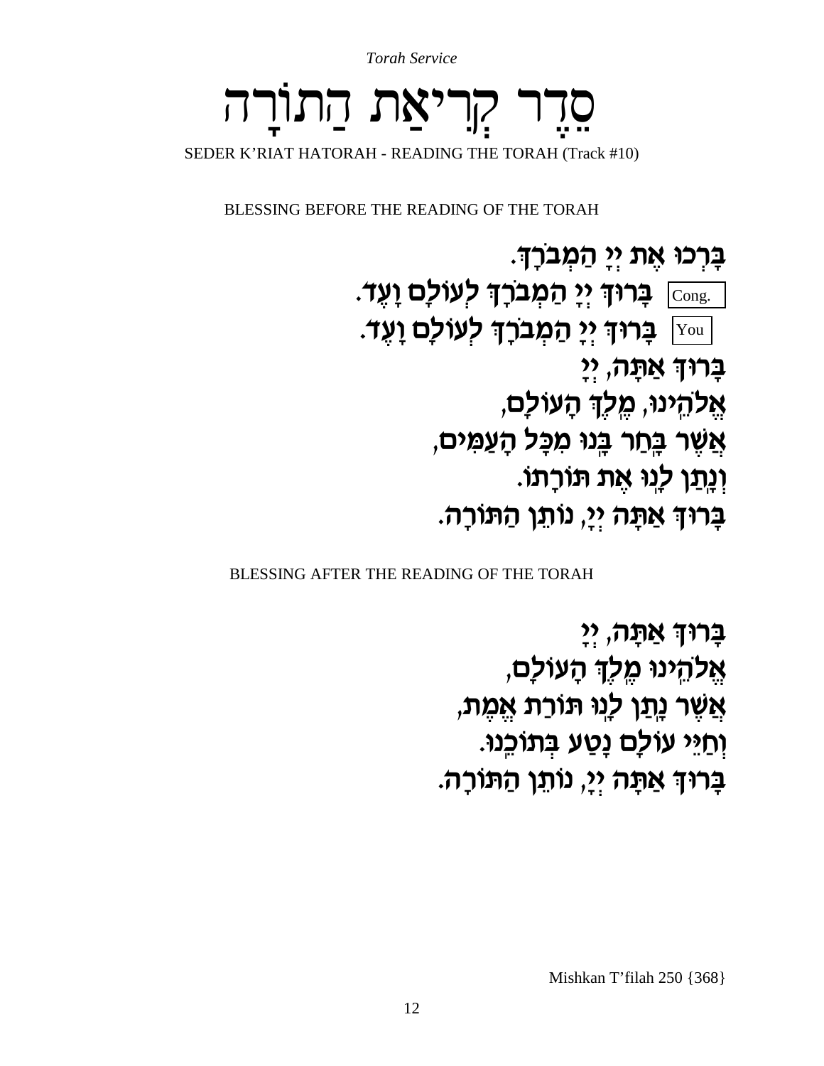*Torah Service*

# סֵדֶר קְרִיאַת הַתּוֹרָה

SEDER K'RIAT HATORAH - READING THE TORAH (Track #10)

BLESSING BEFORE THE READING OF THE TORAH

בָּרְכוּ אֶת יְיָ הַמְבֹרָךְ.

Cong. בָּרוּךְ יְיָ הַמְבֹרָךְ לְעוֹלָם וָעֶד.

You בָּרוּךְ יְיָ הַמְבֹרָךְ לְעוֹלָם וָעֶד.

בָּרוּךְ אַתָּה, יְיָ

אֱלֹהֵינוּ, מֶלֶךְ הָעוֹלָם,

אֲשֶׁר בָּחַר בָּנוּ מִכָּל הָעַמִּים,

וְנָתַן לָנוּ אֶת תּוֹרָתוֹ.

בָּרוּךְ אַתָּה יְיָ, נוֹתֵן הַתּוֹרָה.

BLESSING AFTER THE READING OF THE TORAH

בָּרוּךְ אַתָּה, יְיָ

אֱלֹהֵינוּ מֶלֶךְ הָעוֹלָם,

אֲשֶׁר נָתַן לָנוּ תּוֹרַת אֱמֶת,

וְחַיֵּי עוֹלָם נָטַע בְּתוֹכֵנוּ.

בָּרוּךְ אַתָּה יְיָ, נוֹתֵן הַתּוֹרָה.

Mishkan T'filah 250 {368}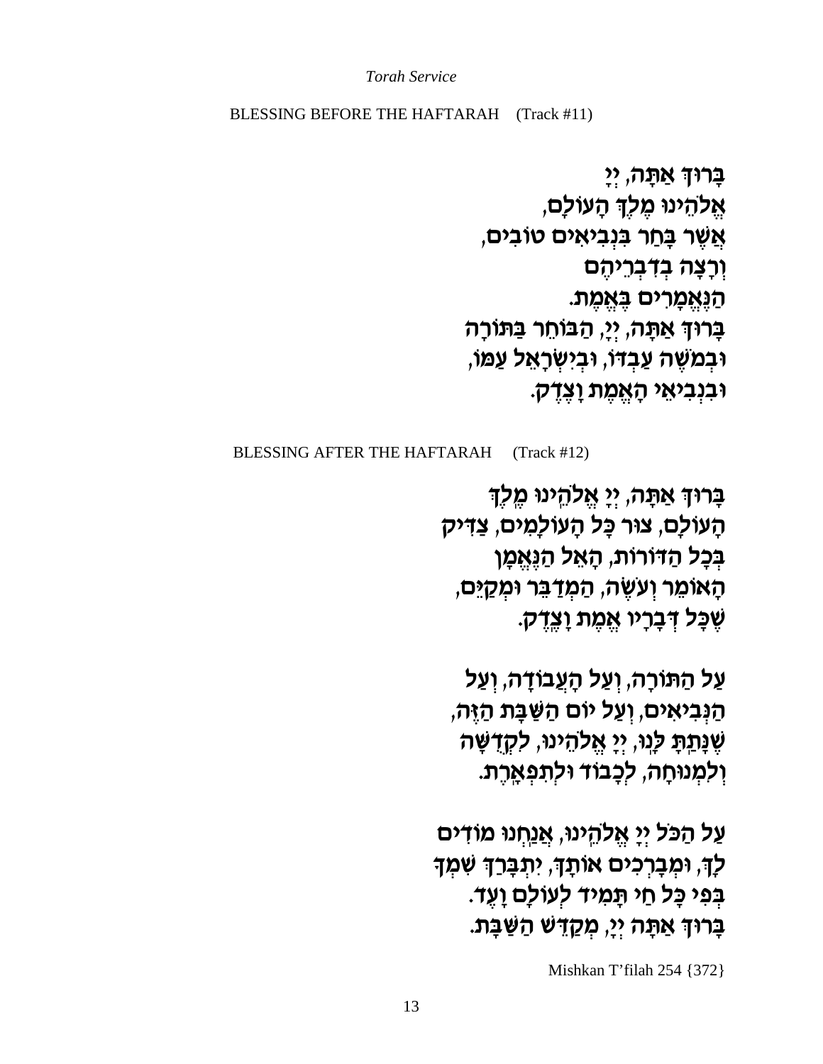*Torah Service*

BLESSING BEFORE THE HAFTARAH (Track #11)

בָּרוּךְ אַתָּה, יְיָ
אֱלֹהֵינוּ מֶלֶךְ הָעוֹלָם,
אֲשֶׁר בָּחַר בִּנְבִיאִים טוֹבִים,
וְרָצָה בְדִבְרֵיהֶם
הַנֶּאֱמָרִים בֶּאֱמֶת.
בָּרוּךְ אַתָּה, יְיָ, הַבּוֹחֵר בַּתּוֹרָה
וּבְמֹשֶׁה עַבְדּוֹ, וּבְיִשְׂרָאֵל עַמּוֹ,
וּבִנְבִיאֵי הָאֱמֶת וָצֶדֶק.

BLESSING AFTER THE HAFTARAH (Track #12)

בָּרוּךְ אַתָּה, יְיָ אֱלֹהֵינוּ מֶלֶךְ
הָעוֹלָם, צוּר כָּל הָעוֹלָמִים, צַדִּיק
בְּכָל הַדּוֹרוֹת, הָאֵל הַנֶּאֱמָן
הָאוֹמֵר וְעֹשֶׂה, הַמְדַבֵּר וּמְקַיֵּם,
שֶׁכָּל דְּבָרָיו אֱמֶת וָצֶדֶק.

עַל הַתּוֹרָה, וְעַל הָעֲבוֹדָה, וְעַל
הַנְּבִיאִים, וְעַל יוֹם הַשַּׁבָּת הַזֶּה,
שֶׁנָּתַתָּ לָּנוּ, יְיָ אֱלֹהֵינוּ, לִקְדֻשָּׁה
וְלִמְנוּחָה, לְכָבוֹד וּלְתִפְאָרֶת.

עַל הַכֹּל יְיָ אֱלֹהֵינוּ, אֲנַחְנוּ מוֹדִים
לָךְ, וּמְבָרְכִים אוֹתָךְ, יִתְבָּרַךְ שִׁמְךָ
בְּפִי כָּל חַי תָּמִיד לְעוֹלָם וָעֶד.
בָּרוּךְ אַתָּה יְיָ, מְקַדֵּשׁ הַשַּׁבָּת.

Mishkan T'filah 254 {372}